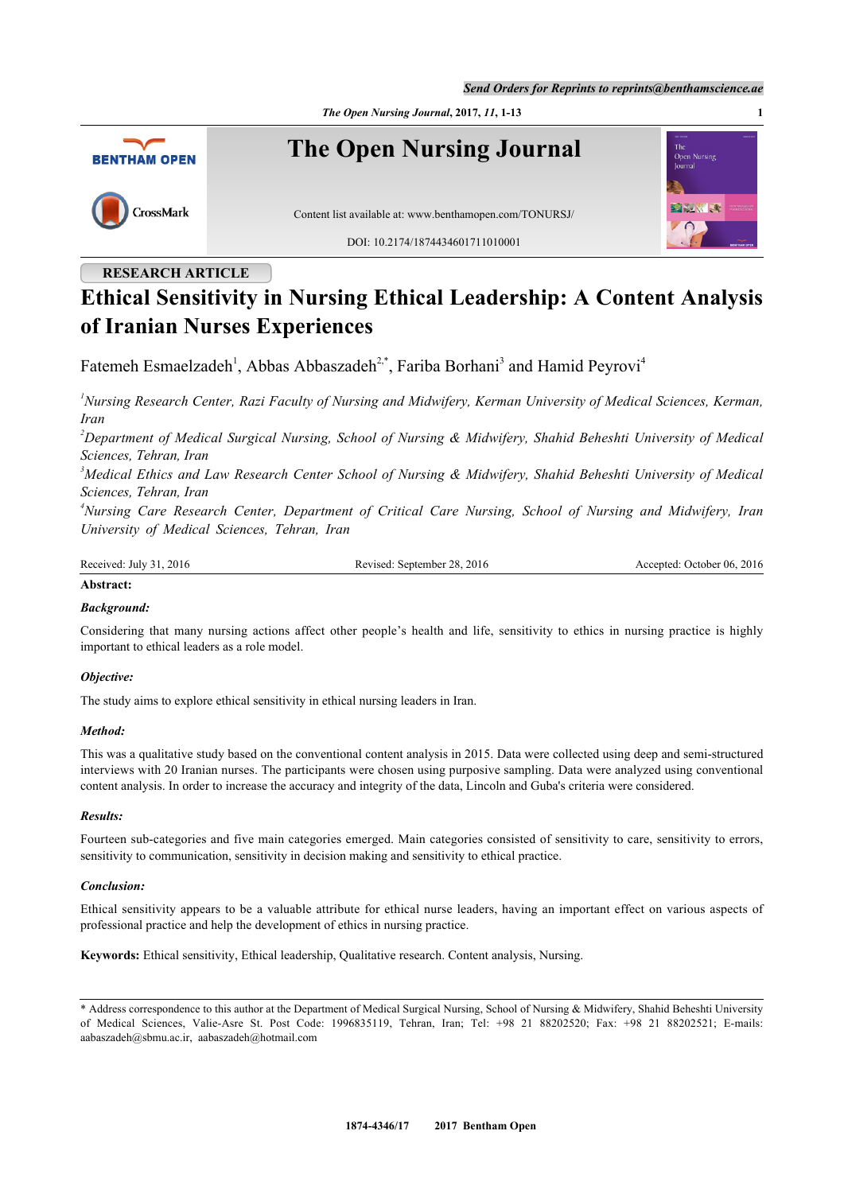RESEARCH ARTICLE

# Ethical Sensitivity in Nursing Ethical Leadership: A Content Analysis of Iranian Nurses Experiences

Fatemeh Esmaelzadeh[1], Abbas Abbaszadeh[2,*], Fariba Borhani[3] and Hamid Peyrovi[4]

*[1]Nursing Research Center, Razi Faculty of Nursing and Midwifery, Kerman University of Medical Sciences, Kerman, Iran*
*[2]Department of Medical Surgical Nursing, School of Nursing & Midwifery, Shahid Beheshti University of Medical Sciences, Tehran, Iran*
*[3]Medical Ethics and Law Research Center School of Nursing & Midwifery, Shahid Beheshti University of Medical Sciences, Tehran, Iran*
*[4]Nursing Care Research Center, Department of Critical Care Nursing, School of Nursing and Midwifery, Iran University of Medical Sciences, Tehran, Iran*

Received: July 31, 2016 | Revised: September 28, 2016 | Accepted: October 06, 2016

**Abstract:**

***Background:***

Considering that many nursing actions affect other people's health and life, sensitivity to ethics in nursing practice is highly important to ethical leaders as a role model.

***Objective:***

The study aims to explore ethical sensitivity in ethical nursing leaders in Iran.

***Method:***

This was a qualitative study based on the conventional content analysis in 2015. Data were collected using deep and semi-structured interviews with 20 Iranian nurses. The participants were chosen using purposive sampling. Data were analyzed using conventional content analysis. In order to increase the accuracy and integrity of the data, Lincoln and Guba's criteria were considered.

***Results:***

Fourteen sub-categories and five main categories emerged. Main categories consisted of sensitivity to care, sensitivity to errors, sensitivity to communication, sensitivity in decision making and sensitivity to ethical practice.

***Conclusion:***

Ethical sensitivity appears to be a valuable attribute for ethical nurse leaders, having an important effect on various aspects of professional practice and help the development of ethics in nursing practice.

**Keywords:** Ethical sensitivity, Ethical leadership, Qualitative research. Content analysis, Nursing.

---

\* Address correspondence to this author at the Department of Medical Surgical Nursing, School of Nursing & Midwifery, Shahid Beheshti University of Medical Sciences, Valie-Asre St. Post Code: 1996835119, Tehran, Iran; Tel: +98 21 88202520; Fax: +98 21 88202521; E-mails: aabaszadeh@sbmu.ac.ir, aabaszadeh@hotmail.com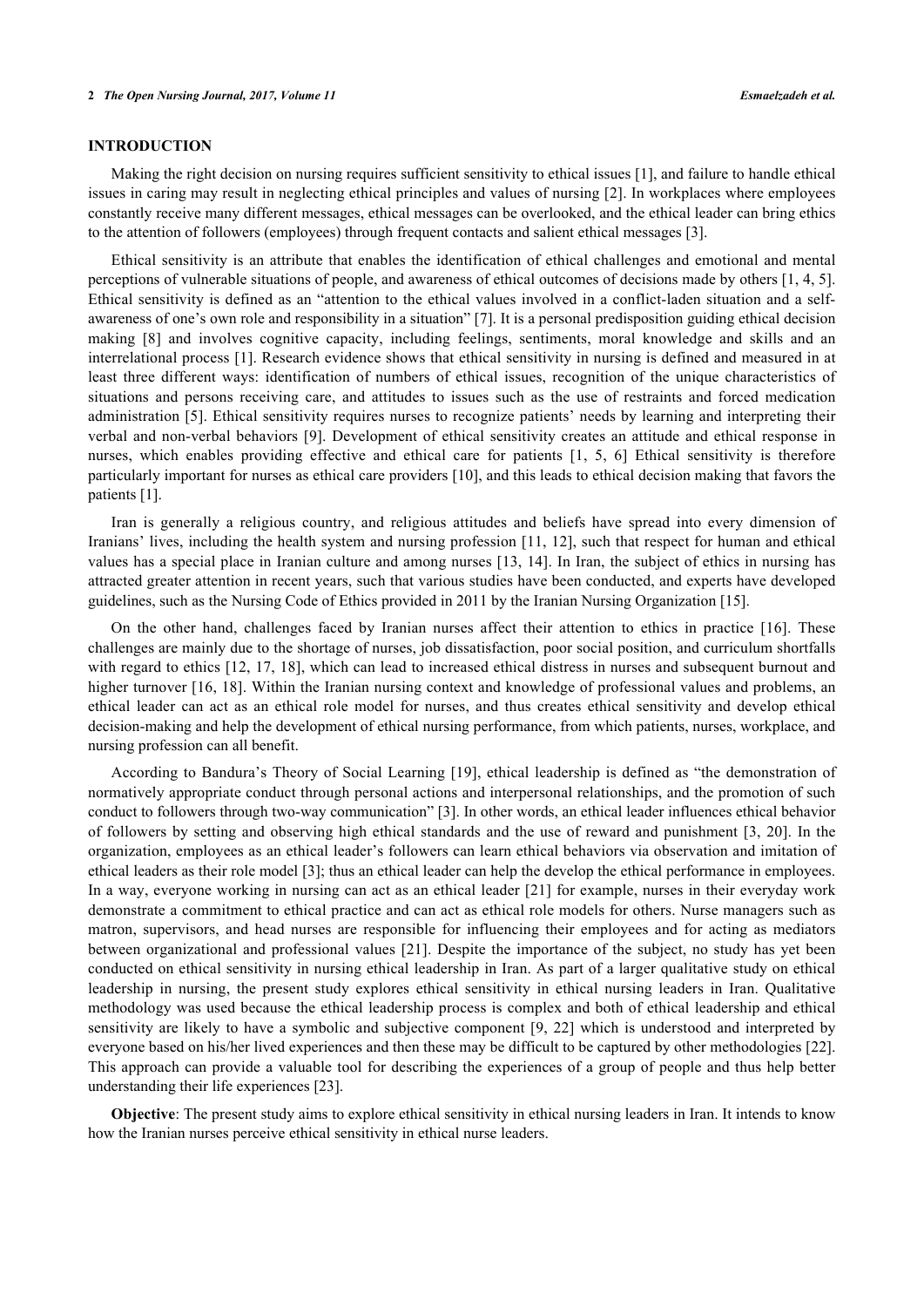## INTRODUCTION

Making the right decision on nursing requires sufficient sensitivity to ethical issues [1], and failure to handle ethical issues in caring may result in neglecting ethical principles and values of nursing [2]. In workplaces where employees constantly receive many different messages, ethical messages can be overlooked, and the ethical leader can bring ethics to the attention of followers (employees) through frequent contacts and salient ethical messages [3].

Ethical sensitivity is an attribute that enables the identification of ethical challenges and emotional and mental perceptions of vulnerable situations of people, and awareness of ethical outcomes of decisions made by others [1, 4, 5]. Ethical sensitivity is defined as an "attention to the ethical values involved in a conflict-laden situation and a self-awareness of one's own role and responsibility in a situation" [7]. It is a personal predisposition guiding ethical decision making [8] and involves cognitive capacity, including feelings, sentiments, moral knowledge and skills and an interrelational process [1]. Research evidence shows that ethical sensitivity in nursing is defined and measured in at least three different ways: identification of numbers of ethical issues, recognition of the unique characteristics of situations and persons receiving care, and attitudes to issues such as the use of restraints and forced medication administration [5]. Ethical sensitivity requires nurses to recognize patients' needs by learning and interpreting their verbal and non-verbal behaviors [9]. Development of ethical sensitivity creates an attitude and ethical response in nurses, which enables providing effective and ethical care for patients [1, 5, 6] Ethical sensitivity is therefore particularly important for nurses as ethical care providers [10], and this leads to ethical decision making that favors the patients [1].

Iran is generally a religious country, and religious attitudes and beliefs have spread into every dimension of Iranians' lives, including the health system and nursing profession [11, 12], such that respect for human and ethical values has a special place in Iranian culture and among nurses [13, 14]. In Iran, the subject of ethics in nursing has attracted greater attention in recent years, such that various studies have been conducted, and experts have developed guidelines, such as the Nursing Code of Ethics provided in 2011 by the Iranian Nursing Organization [15].

On the other hand, challenges faced by Iranian nurses affect their attention to ethics in practice [16]. These challenges are mainly due to the shortage of nurses, job dissatisfaction, poor social position, and curriculum shortfalls with regard to ethics [12, 17, 18], which can lead to increased ethical distress in nurses and subsequent burnout and higher turnover [16, 18]. Within the Iranian nursing context and knowledge of professional values and problems, an ethical leader can act as an ethical role model for nurses, and thus creates ethical sensitivity and develop ethical decision-making and help the development of ethical nursing performance, from which patients, nurses, workplace, and nursing profession can all benefit.

According to Bandura's Theory of Social Learning [19], ethical leadership is defined as "the demonstration of normatively appropriate conduct through personal actions and interpersonal relationships, and the promotion of such conduct to followers through two-way communication" [3]. In other words, an ethical leader influences ethical behavior of followers by setting and observing high ethical standards and the use of reward and punishment [3, 20]. In the organization, employees as an ethical leader's followers can learn ethical behaviors via observation and imitation of ethical leaders as their role model [3]; thus an ethical leader can help the develop the ethical performance in employees. In a way, everyone working in nursing can act as an ethical leader [21] for example, nurses in their everyday work demonstrate a commitment to ethical practice and can act as ethical role models for others. Nurse managers such as matron, supervisors, and head nurses are responsible for influencing their employees and for acting as mediators between organizational and professional values [21]. Despite the importance of the subject, no study has yet been conducted on ethical sensitivity in nursing ethical leadership in Iran. As part of a larger qualitative study on ethical leadership in nursing, the present study explores ethical sensitivity in ethical nursing leaders in Iran. Qualitative methodology was used because the ethical leadership process is complex and both of ethical leadership and ethical sensitivity are likely to have a symbolic and subjective component [9, 22] which is understood and interpreted by everyone based on his/her lived experiences and then these may be difficult to be captured by other methodologies [22]. This approach can provide a valuable tool for describing the experiences of a group of people and thus help better understanding their life experiences [23].

**Objective**: The present study aims to explore ethical sensitivity in ethical nursing leaders in Iran. It intends to know how the Iranian nurses perceive ethical sensitivity in ethical nurse leaders.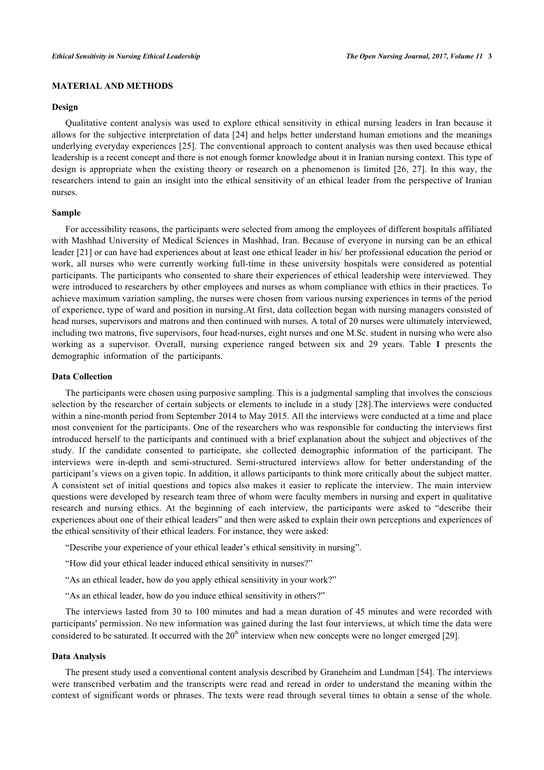## MATERIAL AND METHODS

### Design

Qualitative content analysis was used to explore ethical sensitivity in ethical nursing leaders in Iran because it allows for the subjective interpretation of data [24] and helps better understand human emotions and the meanings underlying everyday experiences [25]. The conventional approach to content analysis was then used because ethical leadership is a recent concept and there is not enough former knowledge about it in Iranian nursing context. This type of design is appropriate when the existing theory or research on a phenomenon is limited [26, 27]. In this way, the researchers intend to gain an insight into the ethical sensitivity of an ethical leader from the perspective of Iranian nurses.

### Sample

For accessibility reasons, the participants were selected from among the employees of different hospitals affiliated with Mashhad University of Medical Sciences in Mashhad, Iran. Because of everyone in nursing can be an ethical leader [21] or can have had experiences about at least one ethical leader in his/ her professional education the period or work, all nurses who were currently working full-time in these university hospitals were considered as potential participants. The participants who consented to share their experiences of ethical leadership were interviewed. They were introduced to researchers by other employees and nurses as whom compliance with ethics in their practices. To achieve maximum variation sampling, the nurses were chosen from various nursing experiences in terms of the period of experience, type of ward and position in nursing.At first, data collection began with nursing managers consisted of head nurses, supervisors and matrons and then continued with nurses. A total of 20 nurses were ultimately interviewed, including two matrons, five supervisors, four head-nurses, eight nurses and one M.Sc. student in nursing who were also working as a supervisor. Overall, nursing experience ranged between six and 29 years. Table **1** presents the demographic information of the participants.

### Data Collection

The participants were chosen using purposive sampling. This is a judgmental sampling that involves the conscious selection by the researcher of certain subjects or elements to include in a study [28].The interviews were conducted within a nine-month period from September 2014 to May 2015. All the interviews were conducted at a time and place most convenient for the participants. One of the researchers who was responsible for conducting the interviews first introduced herself to the participants and continued with a brief explanation about the subject and objectives of the study. If the candidate consented to participate, she collected demographic information of the participant. The interviews were in-depth and semi-structured. Semi-structured interviews allow for better understanding of the participant's views on a given topic. In addition, it allows participants to think more critically about the subject matter. A consistent set of initial questions and topics also makes it easier to replicate the interview. The main interview questions were developed by research team three of whom were faculty members in nursing and expert in qualitative research and nursing ethics. At the beginning of each interview, the participants were asked to "describe their experiences about one of their ethical leaders" and then were asked to explain their own perceptions and experiences of the ethical sensitivity of their ethical leaders. For instance, they were asked:

"Describe your experience of your ethical leader's ethical sensitivity in nursing".

"How did your ethical leader induced ethical sensitivity in nurses?"

"As an ethical leader, how do you apply ethical sensitivity in your work?"

"As an ethical leader, how do you induce ethical sensitivity in others?"

The interviews lasted from 30 to 100 minutes and had a mean duration of 45 minutes and were recorded with participants' permission. No new information was gained during the last four interviews, at which time the data were considered to be saturated. It occurred with the 20th interview when new concepts were no longer emerged [29].

### Data Analysis

The present study used a conventional content analysis described by Graneheim and Lundman [54]. The interviews were transcribed verbatim and the transcripts were read and reread in order to understand the meaning within the context of significant words or phrases. The texts were read through several times to obtain a sense of the whole.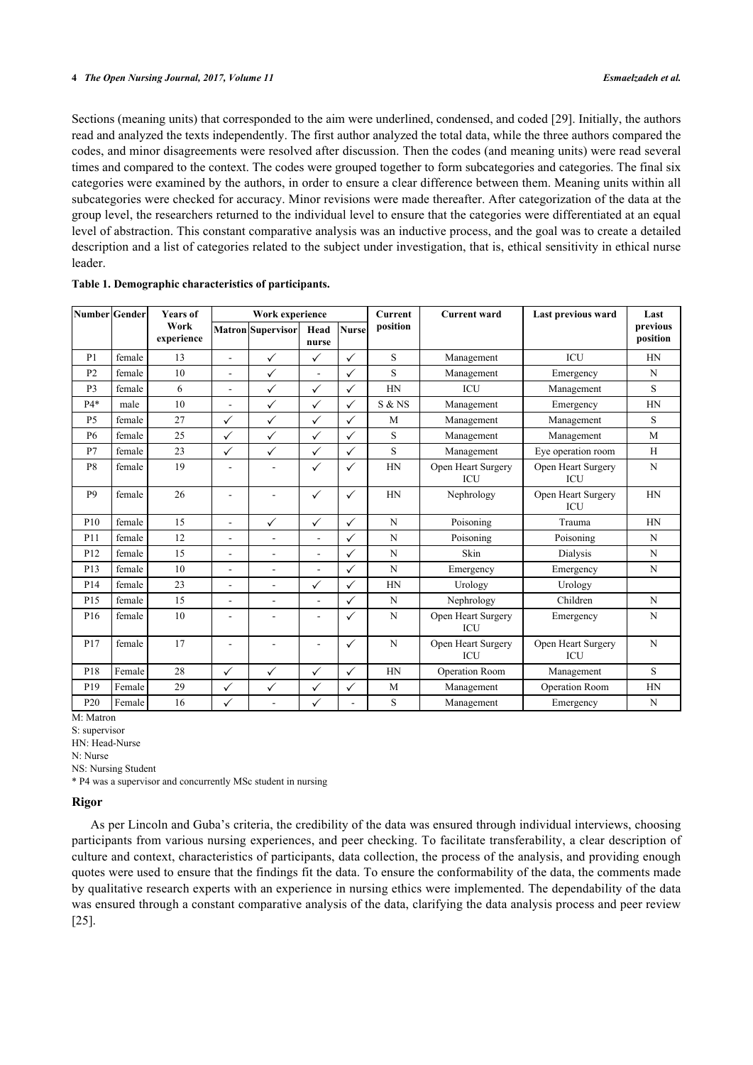Sections (meaning units) that corresponded to the aim were underlined, condensed, and coded [29]. Initially, the authors read and analyzed the texts independently. The first author analyzed the total data, while the three authors compared the codes, and minor disagreements were resolved after discussion. Then the codes (and meaning units) were read several times and compared to the context. The codes were grouped together to form subcategories and categories. The final six categories were examined by the authors, in order to ensure a clear difference between them. Meaning units within all subcategories were checked for accuracy. Minor revisions were made thereafter. After categorization of the data at the group level, the researchers returned to the individual level to ensure that the categories were differentiated at an equal level of abstraction. This constant comparative analysis was an inductive process, and the goal was to create a detailed description and a list of categories related to the subject under investigation, that is, ethical sensitivity in ethical nurse leader.

**Table 1. Demographic characteristics of participants.**

| Number | Gender | Years of Work experience | Work experience | | | | Current position | Current ward | Last previous ward | Last previous position |
|---|---|---|---|---|---|---|---|---|---|---|
| | | | Matron | Supervisor | Head nurse | Nurse | | | | |
| P1 | female | 13 | - | ✓ | ✓ | ✓ | S | Management | ICU | HN |
| P2 | female | 10 | - | ✓ | - | ✓ | S | Management | Emergency | N |
| P3 | female | 6 | - | ✓ | ✓ | ✓ | HN | ICU | Management | S |
| P4* | male | 10 | - | ✓ | ✓ | ✓ | S & NS | Management | Emergency | HN |
| P5 | female | 27 | ✓ | ✓ | ✓ | ✓ | M | Management | Management | S |
| P6 | female | 25 | ✓ | ✓ | ✓ | ✓ | S | Management | Management | M |
| P7 | female | 23 | ✓ | ✓ | ✓ | ✓ | S | Management | Eye operation room | H |
| P8 | female | 19 | - | - | ✓ | ✓ | HN | Open Heart Surgery ICU | Open Heart Surgery ICU | N |
| P9 | female | 26 | - | - | ✓ | ✓ | HN | Nephrology | Open Heart Surgery ICU | HN |
| P10 | female | 15 | - | ✓ | ✓ | ✓ | N | Poisoning | Trauma | HN |
| P11 | female | 12 | - | - | - | ✓ | N | Poisoning | Poisoning | N |
| P12 | female | 15 | - | - | - | ✓ | N | Skin | Dialysis | N |
| P13 | female | 10 | - | - | - | ✓ | N | Emergency | Emergency | N |
| P14 | female | 23 | - | - | ✓ | ✓ | HN | Urology | Urology | |
| P15 | female | 15 | - | - | - | ✓ | N | Nephrology | Children | N |
| P16 | female | 10 | - | - | - | ✓ | N | Open Heart Surgery ICU | Emergency | N |
| P17 | female | 17 | - | - | - | ✓ | N | Open Heart Surgery ICU | Open Heart Surgery ICU | N |
| P18 | Female | 28 | ✓ | ✓ | ✓ | ✓ | HN | Operation Room | Management | S |
| P19 | Female | 29 | ✓ | ✓ | ✓ | ✓ | M | Management | Operation Room | HN |
| P20 | Female | 16 | ✓ | - | ✓ | - | S | Management | Emergency | N |

M: Matron
S: supervisor
HN: Head-Nurse
N: Nurse
NS: Nursing Student
* P4 was a supervisor and concurrently MSc student in nursing

## Rigor

As per Lincoln and Guba's criteria, the credibility of the data was ensured through individual interviews, choosing participants from various nursing experiences, and peer checking. To facilitate transferability, a clear description of culture and context, characteristics of participants, data collection, the process of the analysis, and providing enough quotes were used to ensure that the findings fit the data. To ensure the conformability of the data, the comments made by qualitative research experts with an experience in nursing ethics were implemented. The dependability of the data was ensured through a constant comparative analysis of the data, clarifying the data analysis process and peer review [25].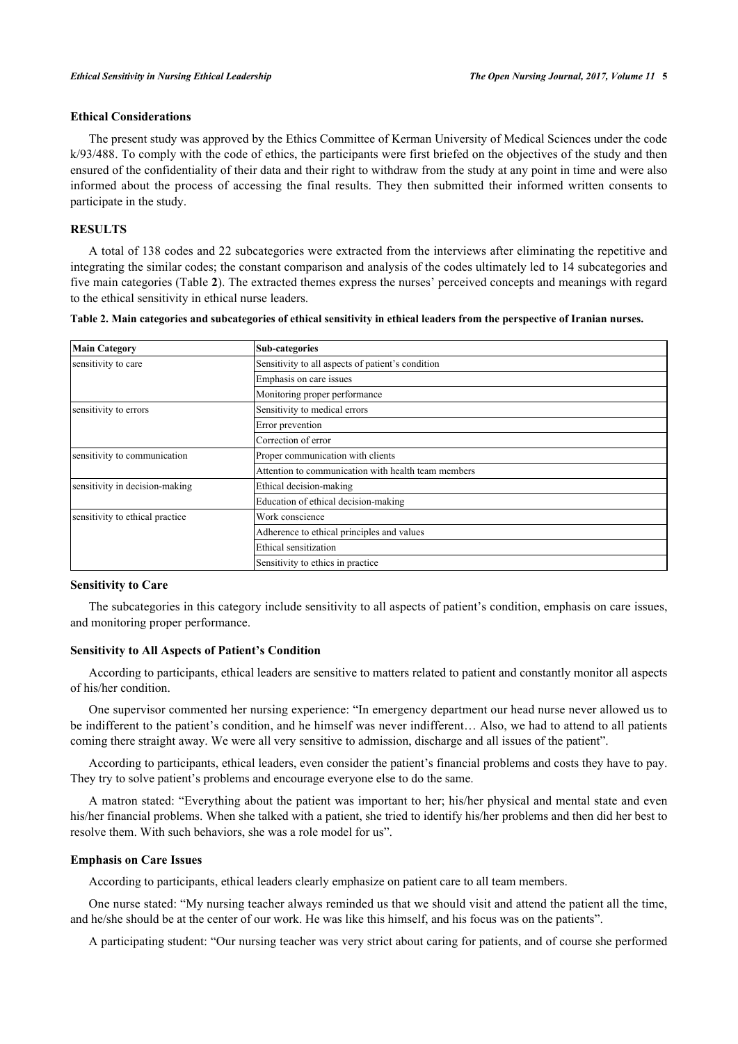### Ethical Considerations

The present study was approved by the Ethics Committee of Kerman University of Medical Sciences under the code k/93/488. To comply with the code of ethics, the participants were first briefed on the objectives of the study and then ensured of the confidentiality of their data and their right to withdraw from the study at any point in time and were also informed about the process of accessing the final results. They then submitted their informed written consents to participate in the study.

## RESULTS

A total of 138 codes and 22 subcategories were extracted from the interviews after eliminating the repetitive and integrating the similar codes; the constant comparison and analysis of the codes ultimately led to 14 subcategories and five main categories (Table **2**). The extracted themes express the nurses' perceived concepts and meanings with regard to the ethical sensitivity in ethical nurse leaders.

**Table 2. Main categories and subcategories of ethical sensitivity in ethical leaders from the perspective of Iranian nurses.**

| Main Category | Sub-categories |
| --- | --- |
| sensitivity to care | Sensitivity to all aspects of patient's condition |
| | Emphasis on care issues |
| | Monitoring proper performance |
| sensitivity to errors | Sensitivity to medical errors |
| | Error prevention |
| | Correction of error |
| sensitivity to communication | Proper communication with clients |
| | Attention to communication with health team members |
| sensitivity in decision-making | Ethical decision-making |
| | Education of ethical decision-making |
| sensitivity to ethical practice | Work conscience |
| | Adherence to ethical principles and values |
| | Ethical sensitization |
| | Sensitivity to ethics in practice |

### Sensitivity to Care

The subcategories in this category include sensitivity to all aspects of patient's condition, emphasis on care issues, and monitoring proper performance.

### Sensitivity to All Aspects of Patient's Condition

According to participants, ethical leaders are sensitive to matters related to patient and constantly monitor all aspects of his/her condition.

One supervisor commented her nursing experience: "In emergency department our head nurse never allowed us to be indifferent to the patient's condition, and he himself was never indifferent… Also, we had to attend to all patients coming there straight away. We were all very sensitive to admission, discharge and all issues of the patient".

According to participants, ethical leaders, even consider the patient's financial problems and costs they have to pay. They try to solve patient's problems and encourage everyone else to do the same.

A matron stated: "Everything about the patient was important to her; his/her physical and mental state and even his/her financial problems. When she talked with a patient, she tried to identify his/her problems and then did her best to resolve them. With such behaviors, she was a role model for us".

### Emphasis on Care Issues

According to participants, ethical leaders clearly emphasize on patient care to all team members.

One nurse stated: "My nursing teacher always reminded us that we should visit and attend the patient all the time, and he/she should be at the center of our work. He was like this himself, and his focus was on the patients".

A participating student: "Our nursing teacher was very strict about caring for patients, and of course she performed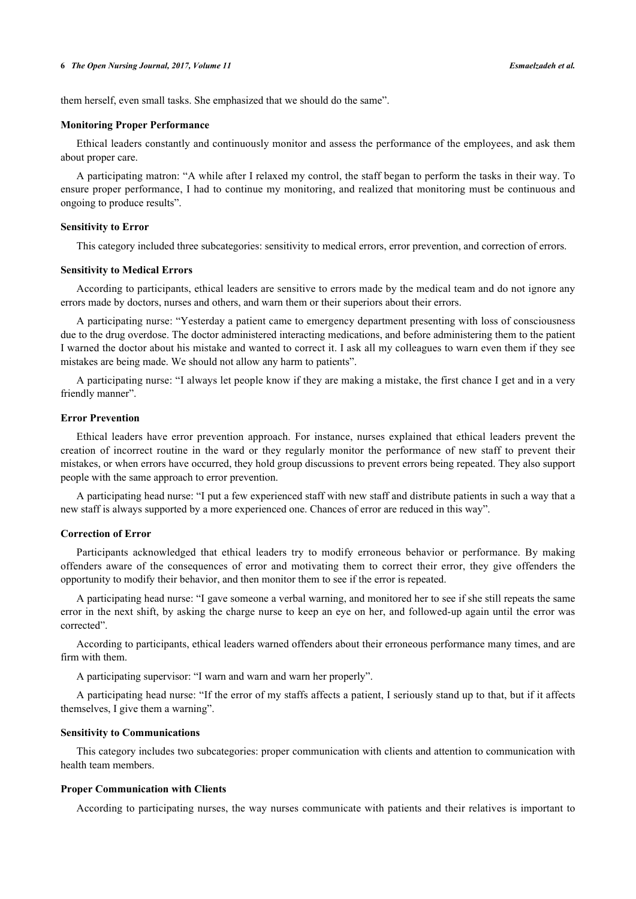them herself, even small tasks. She emphasized that we should do the same".

### Monitoring Proper Performance

Ethical leaders constantly and continuously monitor and assess the performance of the employees, and ask them about proper care.

A participating matron: "A while after I relaxed my control, the staff began to perform the tasks in their way. To ensure proper performance, I had to continue my monitoring, and realized that monitoring must be continuous and ongoing to produce results".

### Sensitivity to Error

This category included three subcategories: sensitivity to medical errors, error prevention, and correction of errors.

### Sensitivity to Medical Errors

According to participants, ethical leaders are sensitive to errors made by the medical team and do not ignore any errors made by doctors, nurses and others, and warn them or their superiors about their errors.

A participating nurse: "Yesterday a patient came to emergency department presenting with loss of consciousness due to the drug overdose. The doctor administered interacting medications, and before administering them to the patient I warned the doctor about his mistake and wanted to correct it. I ask all my colleagues to warn even them if they see mistakes are being made. We should not allow any harm to patients".

A participating nurse: "I always let people know if they are making a mistake, the first chance I get and in a very friendly manner".

### Error Prevention

Ethical leaders have error prevention approach. For instance, nurses explained that ethical leaders prevent the creation of incorrect routine in the ward or they regularly monitor the performance of new staff to prevent their mistakes, or when errors have occurred, they hold group discussions to prevent errors being repeated. They also support people with the same approach to error prevention.

A participating head nurse: "I put a few experienced staff with new staff and distribute patients in such a way that a new staff is always supported by a more experienced one. Chances of error are reduced in this way".

### Correction of Error

Participants acknowledged that ethical leaders try to modify erroneous behavior or performance. By making offenders aware of the consequences of error and motivating them to correct their error, they give offenders the opportunity to modify their behavior, and then monitor them to see if the error is repeated.

A participating head nurse: "I gave someone a verbal warning, and monitored her to see if she still repeats the same error in the next shift, by asking the charge nurse to keep an eye on her, and followed-up again until the error was corrected".

According to participants, ethical leaders warned offenders about their erroneous performance many times, and are firm with them.

A participating supervisor: "I warn and warn and warn her properly".

A participating head nurse: "If the error of my staffs affects a patient, I seriously stand up to that, but if it affects themselves, I give them a warning".

### Sensitivity to Communications

This category includes two subcategories: proper communication with clients and attention to communication with health team members.

### Proper Communication with Clients

According to participating nurses, the way nurses communicate with patients and their relatives is important to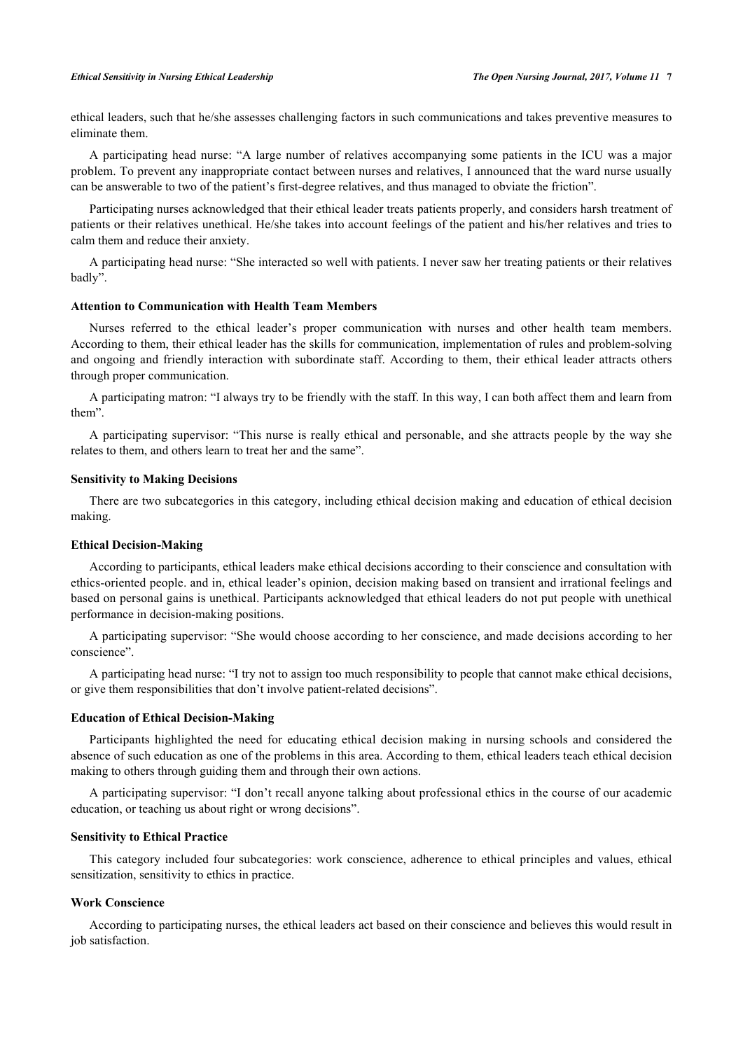ethical leaders, such that he/she assesses challenging factors in such communications and takes preventive measures to eliminate them.

A participating head nurse: "A large number of relatives accompanying some patients in the ICU was a major problem. To prevent any inappropriate contact between nurses and relatives, I announced that the ward nurse usually can be answerable to two of the patient's first-degree relatives, and thus managed to obviate the friction".

Participating nurses acknowledged that their ethical leader treats patients properly, and considers harsh treatment of patients or their relatives unethical. He/she takes into account feelings of the patient and his/her relatives and tries to calm them and reduce their anxiety.

A participating head nurse: "She interacted so well with patients. I never saw her treating patients or their relatives badly".

### Attention to Communication with Health Team Members

Nurses referred to the ethical leader's proper communication with nurses and other health team members. According to them, their ethical leader has the skills for communication, implementation of rules and problem-solving and ongoing and friendly interaction with subordinate staff. According to them, their ethical leader attracts others through proper communication.

A participating matron: "I always try to be friendly with the staff. In this way, I can both affect them and learn from them".

A participating supervisor: "This nurse is really ethical and personable, and she attracts people by the way she relates to them, and others learn to treat her and the same".

### Sensitivity to Making Decisions

There are two subcategories in this category, including ethical decision making and education of ethical decision making.

### Ethical Decision-Making

According to participants, ethical leaders make ethical decisions according to their conscience and consultation with ethics-oriented people. and in, ethical leader's opinion, decision making based on transient and irrational feelings and based on personal gains is unethical. Participants acknowledged that ethical leaders do not put people with unethical performance in decision-making positions.

A participating supervisor: "She would choose according to her conscience, and made decisions according to her conscience".

A participating head nurse: "I try not to assign too much responsibility to people that cannot make ethical decisions, or give them responsibilities that don't involve patient-related decisions".

### Education of Ethical Decision-Making

Participants highlighted the need for educating ethical decision making in nursing schools and considered the absence of such education as one of the problems in this area. According to them, ethical leaders teach ethical decision making to others through guiding them and through their own actions.

A participating supervisor: "I don't recall anyone talking about professional ethics in the course of our academic education, or teaching us about right or wrong decisions".

### Sensitivity to Ethical Practice

This category included four subcategories: work conscience, adherence to ethical principles and values, ethical sensitization, sensitivity to ethics in practice.

### Work Conscience

According to participating nurses, the ethical leaders act based on their conscience and believes this would result in job satisfaction.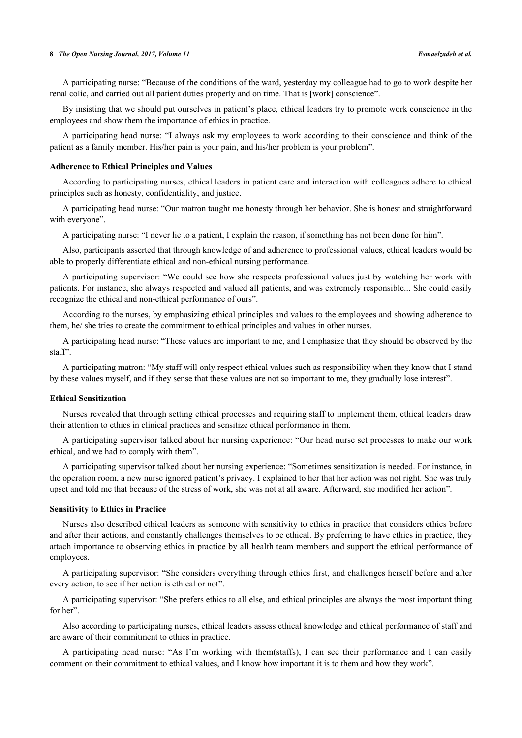A participating nurse: "Because of the conditions of the ward, yesterday my colleague had to go to work despite her renal colic, and carried out all patient duties properly and on time. That is [work] conscience".

By insisting that we should put ourselves in patient's place, ethical leaders try to promote work conscience in the employees and show them the importance of ethics in practice.

A participating head nurse: "I always ask my employees to work according to their conscience and think of the patient as a family member. His/her pain is your pain, and his/her problem is your problem".

### Adherence to Ethical Principles and Values

According to participating nurses, ethical leaders in patient care and interaction with colleagues adhere to ethical principles such as honesty, confidentiality, and justice.

A participating head nurse: "Our matron taught me honesty through her behavior. She is honest and straightforward with everyone".

A participating nurse: "I never lie to a patient, I explain the reason, if something has not been done for him".

Also, participants asserted that through knowledge of and adherence to professional values, ethical leaders would be able to properly differentiate ethical and non-ethical nursing performance.

A participating supervisor: "We could see how she respects professional values just by watching her work with patients. For instance, she always respected and valued all patients, and was extremely responsible... She could easily recognize the ethical and non-ethical performance of ours".

According to the nurses, by emphasizing ethical principles and values to the employees and showing adherence to them, he/ she tries to create the commitment to ethical principles and values in other nurses.

A participating head nurse: "These values are important to me, and I emphasize that they should be observed by the staff".

A participating matron: "My staff will only respect ethical values such as responsibility when they know that I stand by these values myself, and if they sense that these values are not so important to me, they gradually lose interest".

### Ethical Sensitization

Nurses revealed that through setting ethical processes and requiring staff to implement them, ethical leaders draw their attention to ethics in clinical practices and sensitize ethical performance in them.

A participating supervisor talked about her nursing experience: "Our head nurse set processes to make our work ethical, and we had to comply with them".

A participating supervisor talked about her nursing experience: "Sometimes sensitization is needed. For instance, in the operation room, a new nurse ignored patient's privacy. I explained to her that her action was not right. She was truly upset and told me that because of the stress of work, she was not at all aware. Afterward, she modified her action".

### Sensitivity to Ethics in Practice

Nurses also described ethical leaders as someone with sensitivity to ethics in practice that considers ethics before and after their actions, and constantly challenges themselves to be ethical. By preferring to have ethics in practice, they attach importance to observing ethics in practice by all health team members and support the ethical performance of employees.

A participating supervisor: "She considers everything through ethics first, and challenges herself before and after every action, to see if her action is ethical or not".

A participating supervisor: "She prefers ethics to all else, and ethical principles are always the most important thing for her".

Also according to participating nurses, ethical leaders assess ethical knowledge and ethical performance of staff and are aware of their commitment to ethics in practice.

A participating head nurse: "As I'm working with them(staffs), I can see their performance and I can easily comment on their commitment to ethical values, and I know how important it is to them and how they work".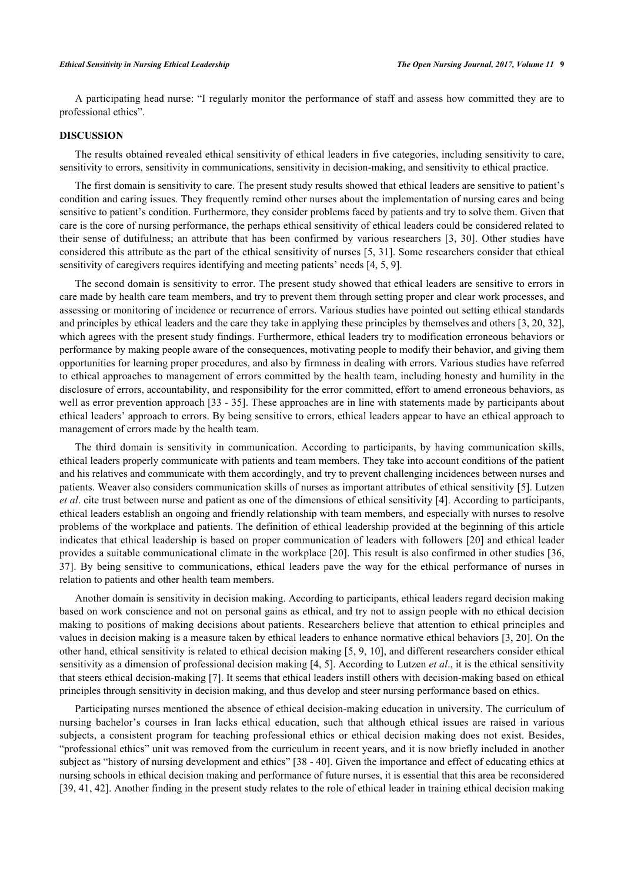A participating head nurse: "I regularly monitor the performance of staff and assess how committed they are to professional ethics".

## DISCUSSION

The results obtained revealed ethical sensitivity of ethical leaders in five categories, including sensitivity to care, sensitivity to errors, sensitivity in communications, sensitivity in decision-making, and sensitivity to ethical practice.

The first domain is sensitivity to care. The present study results showed that ethical leaders are sensitive to patient's condition and caring issues. They frequently remind other nurses about the implementation of nursing cares and being sensitive to patient's condition. Furthermore, they consider problems faced by patients and try to solve them. Given that care is the core of nursing performance, the perhaps ethical sensitivity of ethical leaders could be considered related to their sense of dutifulness; an attribute that has been confirmed by various researchers [3, 30]. Other studies have considered this attribute as the part of the ethical sensitivity of nurses [5, 31]. Some researchers consider that ethical sensitivity of caregivers requires identifying and meeting patients' needs [4, 5, 9].

The second domain is sensitivity to error. The present study showed that ethical leaders are sensitive to errors in care made by health care team members, and try to prevent them through setting proper and clear work processes, and assessing or monitoring of incidence or recurrence of errors. Various studies have pointed out setting ethical standards and principles by ethical leaders and the care they take in applying these principles by themselves and others [3, 20, 32], which agrees with the present study findings. Furthermore, ethical leaders try to modification erroneous behaviors or performance by making people aware of the consequences, motivating people to modify their behavior, and giving them opportunities for learning proper procedures, and also by firmness in dealing with errors. Various studies have referred to ethical approaches to management of errors committed by the health team, including honesty and humility in the disclosure of errors, accountability, and responsibility for the error committed, effort to amend erroneous behaviors, as well as error prevention approach [33 - 35]. These approaches are in line with statements made by participants about ethical leaders' approach to errors. By being sensitive to errors, ethical leaders appear to have an ethical approach to management of errors made by the health team.

The third domain is sensitivity in communication. According to participants, by having communication skills, ethical leaders properly communicate with patients and team members. They take into account conditions of the patient and his relatives and communicate with them accordingly, and try to prevent challenging incidences between nurses and patients. Weaver also considers communication skills of nurses as important attributes of ethical sensitivity [5]. Lutzen *et al*. cite trust between nurse and patient as one of the dimensions of ethical sensitivity [4]. According to participants, ethical leaders establish an ongoing and friendly relationship with team members, and especially with nurses to resolve problems of the workplace and patients. The definition of ethical leadership provided at the beginning of this article indicates that ethical leadership is based on proper communication of leaders with followers [20] and ethical leader provides a suitable communicational climate in the workplace [20]. This result is also confirmed in other studies [36, 37]. By being sensitive to communications, ethical leaders pave the way for the ethical performance of nurses in relation to patients and other health team members.

Another domain is sensitivity in decision making. According to participants, ethical leaders regard decision making based on work conscience and not on personal gains as ethical, and try not to assign people with no ethical decision making to positions of making decisions about patients. Researchers believe that attention to ethical principles and values in decision making is a measure taken by ethical leaders to enhance normative ethical behaviors [3, 20]. On the other hand, ethical sensitivity is related to ethical decision making [5, 9, 10], and different researchers consider ethical sensitivity as a dimension of professional decision making [4, 5]. According to Lutzen *et al*., it is the ethical sensitivity that steers ethical decision-making [7]. It seems that ethical leaders instill others with decision-making based on ethical principles through sensitivity in decision making, and thus develop and steer nursing performance based on ethics.

Participating nurses mentioned the absence of ethical decision-making education in university. The curriculum of nursing bachelor's courses in Iran lacks ethical education, such that although ethical issues are raised in various subjects, a consistent program for teaching professional ethics or ethical decision making does not exist. Besides, "professional ethics" unit was removed from the curriculum in recent years, and it is now briefly included in another subject as "history of nursing development and ethics" [38 - 40]. Given the importance and effect of educating ethics at nursing schools in ethical decision making and performance of future nurses, it is essential that this area be reconsidered [39, 41, 42]. Another finding in the present study relates to the role of ethical leader in training ethical decision making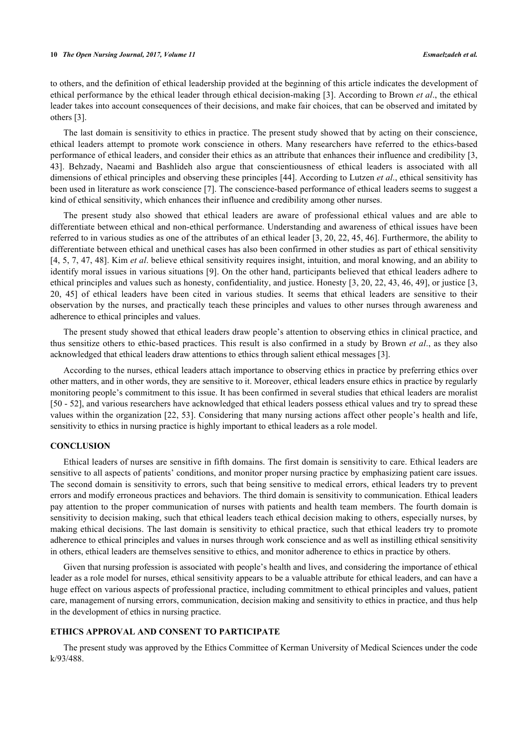to others, and the definition of ethical leadership provided at the beginning of this article indicates the development of ethical performance by the ethical leader through ethical decision-making [3]. According to Brown *et al*., the ethical leader takes into account consequences of their decisions, and make fair choices, that can be observed and imitated by others [3].

The last domain is sensitivity to ethics in practice. The present study showed that by acting on their conscience, ethical leaders attempt to promote work conscience in others. Many researchers have referred to the ethics-based performance of ethical leaders, and consider their ethics as an attribute that enhances their influence and credibility [3, 43]. Behzady, Naeami and Bashlideh also argue that conscientiousness of ethical leaders is associated with all dimensions of ethical principles and observing these principles [44]. According to Lutzen *et al*., ethical sensitivity has been used in literature as work conscience [7]. The conscience-based performance of ethical leaders seems to suggest a kind of ethical sensitivity, which enhances their influence and credibility among other nurses.

The present study also showed that ethical leaders are aware of professional ethical values and are able to differentiate between ethical and non-ethical performance. Understanding and awareness of ethical issues have been referred to in various studies as one of the attributes of an ethical leader [3, 20, 22, 45, 46]. Furthermore, the ability to differentiate between ethical and unethical cases has also been confirmed in other studies as part of ethical sensitivity [4, 5, 7, 47, 48]. Kim *et al*. believe ethical sensitivity requires insight, intuition, and moral knowing, and an ability to identify moral issues in various situations [9]. On the other hand, participants believed that ethical leaders adhere to ethical principles and values such as honesty, confidentiality, and justice. Honesty [3, 20, 22, 43, 46, 49], or justice [3, 20, 45] of ethical leaders have been cited in various studies. It seems that ethical leaders are sensitive to their observation by the nurses, and practically teach these principles and values to other nurses through awareness and adherence to ethical principles and values.

The present study showed that ethical leaders draw people's attention to observing ethics in clinical practice, and thus sensitize others to ethic-based practices. This result is also confirmed in a study by Brown *et al*., as they also acknowledged that ethical leaders draw attentions to ethics through salient ethical messages [3].

According to the nurses, ethical leaders attach importance to observing ethics in practice by preferring ethics over other matters, and in other words, they are sensitive to it. Moreover, ethical leaders ensure ethics in practice by regularly monitoring people's commitment to this issue. It has been confirmed in several studies that ethical leaders are moralist [50 - 52], and various researchers have acknowledged that ethical leaders possess ethical values and try to spread these values within the organization [22, 53]. Considering that many nursing actions affect other people's health and life, sensitivity to ethics in nursing practice is highly important to ethical leaders as a role model.

## CONCLUSION

Ethical leaders of nurses are sensitive in fifth domains. The first domain is sensitivity to care. Ethical leaders are sensitive to all aspects of patients' conditions, and monitor proper nursing practice by emphasizing patient care issues. The second domain is sensitivity to errors, such that being sensitive to medical errors, ethical leaders try to prevent errors and modify erroneous practices and behaviors. The third domain is sensitivity to communication. Ethical leaders pay attention to the proper communication of nurses with patients and health team members. The fourth domain is sensitivity to decision making, such that ethical leaders teach ethical decision making to others, especially nurses, by making ethical decisions. The last domain is sensitivity to ethical practice, such that ethical leaders try to promote adherence to ethical principles and values in nurses through work conscience and as well as instilling ethical sensitivity in others, ethical leaders are themselves sensitive to ethics, and monitor adherence to ethics in practice by others.

Given that nursing profession is associated with people's health and lives, and considering the importance of ethical leader as a role model for nurses, ethical sensitivity appears to be a valuable attribute for ethical leaders, and can have a huge effect on various aspects of professional practice, including commitment to ethical principles and values, patient care, management of nursing errors, communication, decision making and sensitivity to ethics in practice, and thus help in the development of ethics in nursing practice.

## ETHICS APPROVAL AND CONSENT TO PARTICIPATE

The present study was approved by the Ethics Committee of Kerman University of Medical Sciences under the code k/93/488.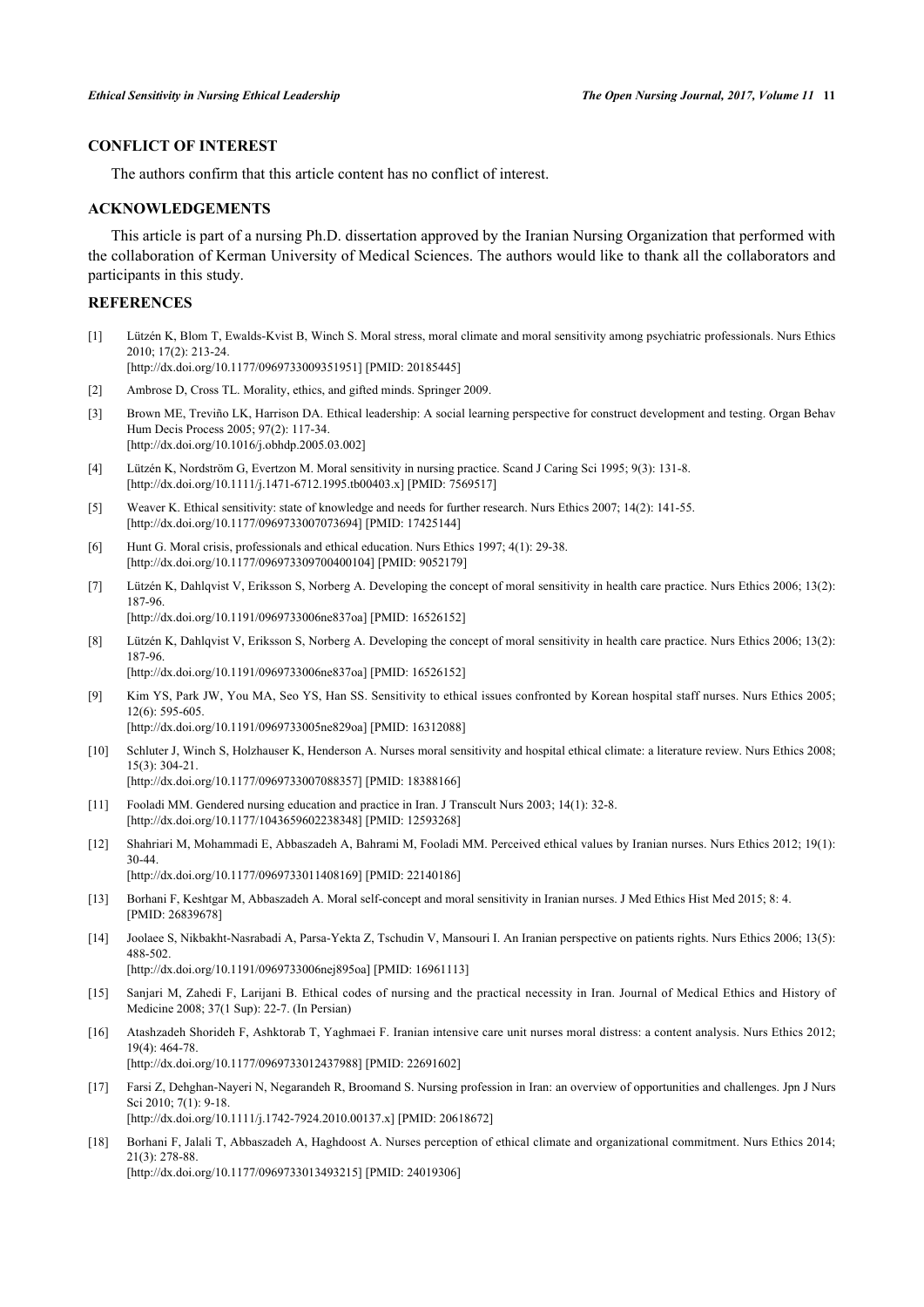## CONFLICT OF INTEREST

The authors confirm that this article content has no conflict of interest.

## ACKNOWLEDGEMENTS

This article is part of a nursing Ph.D. dissertation approved by the Iranian Nursing Organization that performed with the collaboration of Kerman University of Medical Sciences. The authors would like to thank all the collaborators and participants in this study.

## REFERENCES

[1] Lützén K, Blom T, Ewalds-Kvist B, Winch S. Moral stress, moral climate and moral sensitivity among psychiatric professionals. Nurs Ethics 2010; 17(2): 213-24.
[http://dx.doi.org/10.1177/0969733009351951] [PMID: 20185445]

[2] Ambrose D, Cross TL. Morality, ethics, and gifted minds. Springer 2009.

[3] Brown ME, Treviño LK, Harrison DA. Ethical leadership: A social learning perspective for construct development and testing. Organ Behav Hum Decis Process 2005; 97(2): 117-34.
[http://dx.doi.org/10.1016/j.obhdp.2005.03.002]

[4] Lützén K, Nordström G, Evertzon M. Moral sensitivity in nursing practice. Scand J Caring Sci 1995; 9(3): 131-8.
[http://dx.doi.org/10.1111/j.1471-6712.1995.tb00403.x] [PMID: 7569517]

[5] Weaver K. Ethical sensitivity: state of knowledge and needs for further research. Nurs Ethics 2007; 14(2): 141-55.
[http://dx.doi.org/10.1177/0969733007073694] [PMID: 17425144]

[6] Hunt G. Moral crisis, professionals and ethical education. Nurs Ethics 1997; 4(1): 29-38.
[http://dx.doi.org/10.1177/096973309700400104] [PMID: 9052179]

[7] Lützén K, Dahlqvist V, Eriksson S, Norberg A. Developing the concept of moral sensitivity in health care practice. Nurs Ethics 2006; 13(2): 187-96.
[http://dx.doi.org/10.1191/0969733006ne837oa] [PMID: 16526152]

[8] Lützén K, Dahlqvist V, Eriksson S, Norberg A. Developing the concept of moral sensitivity in health care practice. Nurs Ethics 2006; 13(2): 187-96.
[http://dx.doi.org/10.1191/0969733006ne837oa] [PMID: 16526152]

[9] Kim YS, Park JW, You MA, Seo YS, Han SS. Sensitivity to ethical issues confronted by Korean hospital staff nurses. Nurs Ethics 2005; 12(6): 595-605.
[http://dx.doi.org/10.1191/0969733005ne829oa] [PMID: 16312088]

[10] Schluter J, Winch S, Holzhauser K, Henderson A. Nurses moral sensitivity and hospital ethical climate: a literature review. Nurs Ethics 2008; 15(3): 304-21.
[http://dx.doi.org/10.1177/0969733007088357] [PMID: 18388166]

[11] Fooladi MM. Gendered nursing education and practice in Iran. J Transcult Nurs 2003; 14(1): 32-8.
[http://dx.doi.org/10.1177/1043659602238348] [PMID: 12593268]

[12] Shahriari M, Mohammadi E, Abbaszadeh A, Bahrami M, Fooladi MM. Perceived ethical values by Iranian nurses. Nurs Ethics 2012; 19(1): 30-44.
[http://dx.doi.org/10.1177/0969733011408169] [PMID: 22140186]

[13] Borhani F, Keshtgar M, Abbaszadeh A. Moral self-concept and moral sensitivity in Iranian nurses. J Med Ethics Hist Med 2015; 8: 4.
[PMID: 26839678]

[14] Joolaee S, Nikbakht-Nasrabadi A, Parsa-Yekta Z, Tschudin V, Mansouri I. An Iranian perspective on patients rights. Nurs Ethics 2006; 13(5): 488-502.
[http://dx.doi.org/10.1191/0969733006nej895oa] [PMID: 16961113]

[15] Sanjari M, Zahedi F, Larijani B. Ethical codes of nursing and the practical necessity in Iran. Journal of Medical Ethics and History of Medicine 2008; 37(1 Sup): 22-7. (In Persian)

[16] Atashzadeh Shorideh F, Ashktorab T, Yaghmaei F. Iranian intensive care unit nurses moral distress: a content analysis. Nurs Ethics 2012; 19(4): 464-78.
[http://dx.doi.org/10.1177/0969733012437988] [PMID: 22691602]

[17] Farsi Z, Dehghan-Nayeri N, Negarandeh R, Broomand S. Nursing profession in Iran: an overview of opportunities and challenges. Jpn J Nurs Sci 2010; 7(1): 9-18.
[http://dx.doi.org/10.1111/j.1742-7924.2010.00137.x] [PMID: 20618672]

[18] Borhani F, Jalali T, Abbaszadeh A, Haghdoost A. Nurses perception of ethical climate and organizational commitment. Nurs Ethics 2014; 21(3): 278-88.
[http://dx.doi.org/10.1177/0969733013493215] [PMID: 24019306]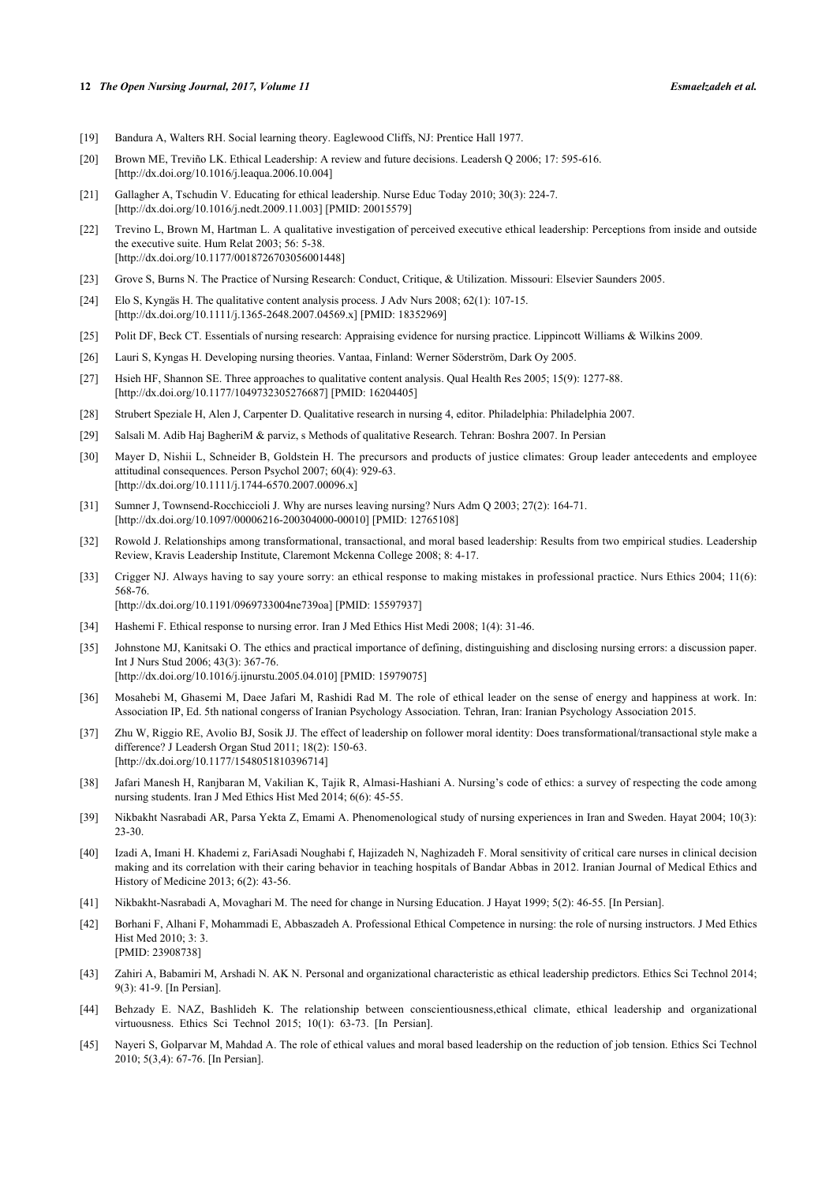[19] Bandura A, Walters RH. Social learning theory. Eaglewood Cliffs, NJ: Prentice Hall 1977.

[20] Brown ME, Treviño LK. Ethical Leadership: A review and future decisions. Leadersh Q 2006; 17: 595-616. [http://dx.doi.org/10.1016/j.leaqua.2006.10.004]

[21] Gallagher A, Tschudin V. Educating for ethical leadership. Nurse Educ Today 2010; 30(3): 224-7. [http://dx.doi.org/10.1016/j.nedt.2009.11.003] [PMID: 20015579]

[22] Trevino L, Brown M, Hartman L. A qualitative investigation of perceived executive ethical leadership: Perceptions from inside and outside the executive suite. Hum Relat 2003; 56: 5-38. [http://dx.doi.org/10.1177/0018726703056001448]

[23] Grove S, Burns N. The Practice of Nursing Research: Conduct, Critique, & Utilization. Missouri: Elsevier Saunders 2005.

[24] Elo S, Kyngäs H. The qualitative content analysis process. J Adv Nurs 2008; 62(1): 107-15. [http://dx.doi.org/10.1111/j.1365-2648.2007.04569.x] [PMID: 18352969]

[25] Polit DF, Beck CT. Essentials of nursing research: Appraising evidence for nursing practice. Lippincott Williams & Wilkins 2009.

[26] Lauri S, Kyngas H. Developing nursing theories. Vantaa, Finland: Werner Söderström, Dark Oy 2005.

[27] Hsieh HF, Shannon SE. Three approaches to qualitative content analysis. Qual Health Res 2005; 15(9): 1277-88. [http://dx.doi.org/10.1177/1049732305276687] [PMID: 16204405]

[28] Strubert Speziale H, Alen J, Carpenter D. Qualitative research in nursing 4, editor. Philadelphia: Philadelphia 2007.

[29] Salsali M. Adib Haj BagheriM & parviz, s Methods of qualitative Research. Tehran: Boshra 2007. In Persian

[30] Mayer D, Nishii L, Schneider B, Goldstein H. The precursors and products of justice climates: Group leader antecedents and employee attitudinal consequences. Person Psychol 2007; 60(4): 929-63. [http://dx.doi.org/10.1111/j.1744-6570.2007.00096.x]

[31] Sumner J, Townsend-Rocchiccioli J. Why are nurses leaving nursing? Nurs Adm Q 2003; 27(2): 164-71. [http://dx.doi.org/10.1097/00006216-200304000-00010] [PMID: 12765108]

[32] Rowold J. Relationships among transformational, transactional, and moral based leadership: Results from two empirical studies. Leadership Review, Kravis Leadership Institute, Claremont Mckenna College 2008; 8: 4-17.

[33] Crigger NJ. Always having to say youre sorry: an ethical response to making mistakes in professional practice. Nurs Ethics 2004; 11(6): 568-76. [http://dx.doi.org/10.1191/0969733004ne739oa] [PMID: 15597937]

[34] Hashemi F. Ethical response to nursing error. Iran J Med Ethics Hist Medi 2008; 1(4): 31-46.

[35] Johnstone MJ, Kanitsaki O. The ethics and practical importance of defining, distinguishing and disclosing nursing errors: a discussion paper. Int J Nurs Stud 2006; 43(3): 367-76. [http://dx.doi.org/10.1016/j.ijnurstu.2005.04.010] [PMID: 15979075]

[36] Mosahebi M, Ghasemi M, Daee Jafari M, Rashidi Rad M. The role of ethical leader on the sense of energy and happiness at work. In: Association IP, Ed. 5th national congerss of Iranian Psychology Association. Tehran, Iran: Iranian Psychology Association 2015.

[37] Zhu W, Riggio RE, Avolio BJ, Sosik JJ. The effect of leadership on follower moral identity: Does transformational/transactional style make a difference? J Leadersh Organ Stud 2011; 18(2): 150-63. [http://dx.doi.org/10.1177/1548051810396714]

[38] Jafari Manesh H, Ranjbaran M, Vakilian K, Tajik R, Almasi-Hashiani A. Nursing's code of ethics: a survey of respecting the code among nursing students. Iran J Med Ethics Hist Med 2014; 6(6): 45-55.

[39] Nikbakht Nasrabadi AR, Parsa Yekta Z, Emami A. Phenomenological study of nursing experiences in Iran and Sweden. Hayat 2004; 10(3): 23-30.

[40] Izadi A, Imani H. Khademi z, FariAsadi Noughabi f, Hajizadeh N, Naghizadeh F. Moral sensitivity of critical care nurses in clinical decision making and its correlation with their caring behavior in teaching hospitals of Bandar Abbas in 2012. Iranian Journal of Medical Ethics and History of Medicine 2013; 6(2): 43-56.

[41] Nikbakht-Nasrabadi A, Movaghari M. The need for change in Nursing Education. J Hayat 1999; 5(2): 46-55. [In Persian].

[42] Borhani F, Alhani F, Mohammadi E, Abbaszadeh A. Professional Ethical Competence in nursing: the role of nursing instructors. J Med Ethics Hist Med 2010; 3: 3. [PMID: 23908738]

[43] Zahiri A, Babamiri M, Arshadi N. AK N. Personal and organizational characteristic as ethical leadership predictors. Ethics Sci Technol 2014; 9(3): 41-9. [In Persian].

[44] Behzady E. NAZ, Bashlideh K. The relationship between conscientiousness,ethical climate, ethical leadership and organizational virtuousness. Ethics Sci Technol 2015; 10(1): 63-73. [In Persian].

[45] Nayeri S, Golparvar M, Mahdad A. The role of ethical values and moral based leadership on the reduction of job tension. Ethics Sci Technol 2010; 5(3,4): 67-76. [In Persian].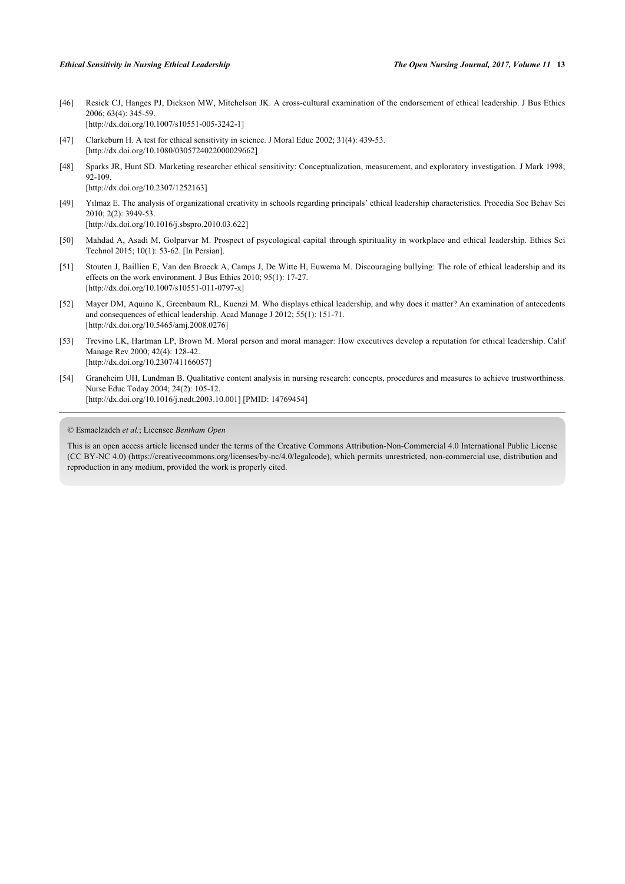[46] Resick CJ, Hanges PJ, Dickson MW, Mitchelson JK. A cross-cultural examination of the endorsement of ethical leadership. J Bus Ethics 2006; 63(4): 345-59.
[http://dx.doi.org/10.1007/s10551-005-3242-1]

[47] Clarkeburn H. A test for ethical sensitivity in science. J Moral Educ 2002; 31(4): 439-53.
[http://dx.doi.org/10.1080/0305724022000029662]

[48] Sparks JR, Hunt SD. Marketing researcher ethical sensitivity: Conceptualization, measurement, and exploratory investigation. J Mark 1998; 92-109.
[http://dx.doi.org/10.2307/1252163]

[49] Yılmaz E. The analysis of organizational creativity in schools regarding principals' ethical leadership characteristics. Procedia Soc Behav Sci 2010; 2(2): 3949-53.
[http://dx.doi.org/10.1016/j.sbspro.2010.03.622]

[50] Mahdad A, Asadi M, Golparvar M. Prospect of psycological capital through spirituality in workplace and ethical leadership. Ethics Sci Technol 2015; 10(1): 53-62. [In Persian].

[51] Stouten J, Baillien E, Van den Broeck A, Camps J, De Witte H, Euwema M. Discouraging bullying: The role of ethical leadership and its effects on the work environment. J Bus Ethics 2010; 95(1): 17-27.
[http://dx.doi.org/10.1007/s10551-011-0797-x]

[52] Mayer DM, Aquino K, Greenbaum RL, Kuenzi M. Who displays ethical leadership, and why does it matter? An examination of antecedents and consequences of ethical leadership. Acad Manage J 2012; 55(1): 151-71.
[http://dx.doi.org/10.5465/amj.2008.0276]

[53] Trevino LK, Hartman LP, Brown M. Moral person and moral manager: How executives develop a reputation for ethical leadership. Calif Manage Rev 2000; 42(4): 128-42.
[http://dx.doi.org/10.2307/41166057]

[54] Graneheim UH, Lundman B. Qualitative content analysis in nursing research: concepts, procedures and measures to achieve trustworthiness. Nurse Educ Today 2004; 24(2): 105-12.
[http://dx.doi.org/10.1016/j.nedt.2003.10.001] [PMID: 14769454]

---

© Esmaelzadeh *et al.*; Licensee *Bentham Open*

This is an open access article licensed under the terms of the Creative Commons Attribution-Non-Commercial 4.0 International Public License (CC BY-NC 4.0) (https://creativecommons.org/licenses/by-nc/4.0/legalcode), which permits unrestricted, non-commercial use, distribution and reproduction in any medium, provided the work is properly cited.